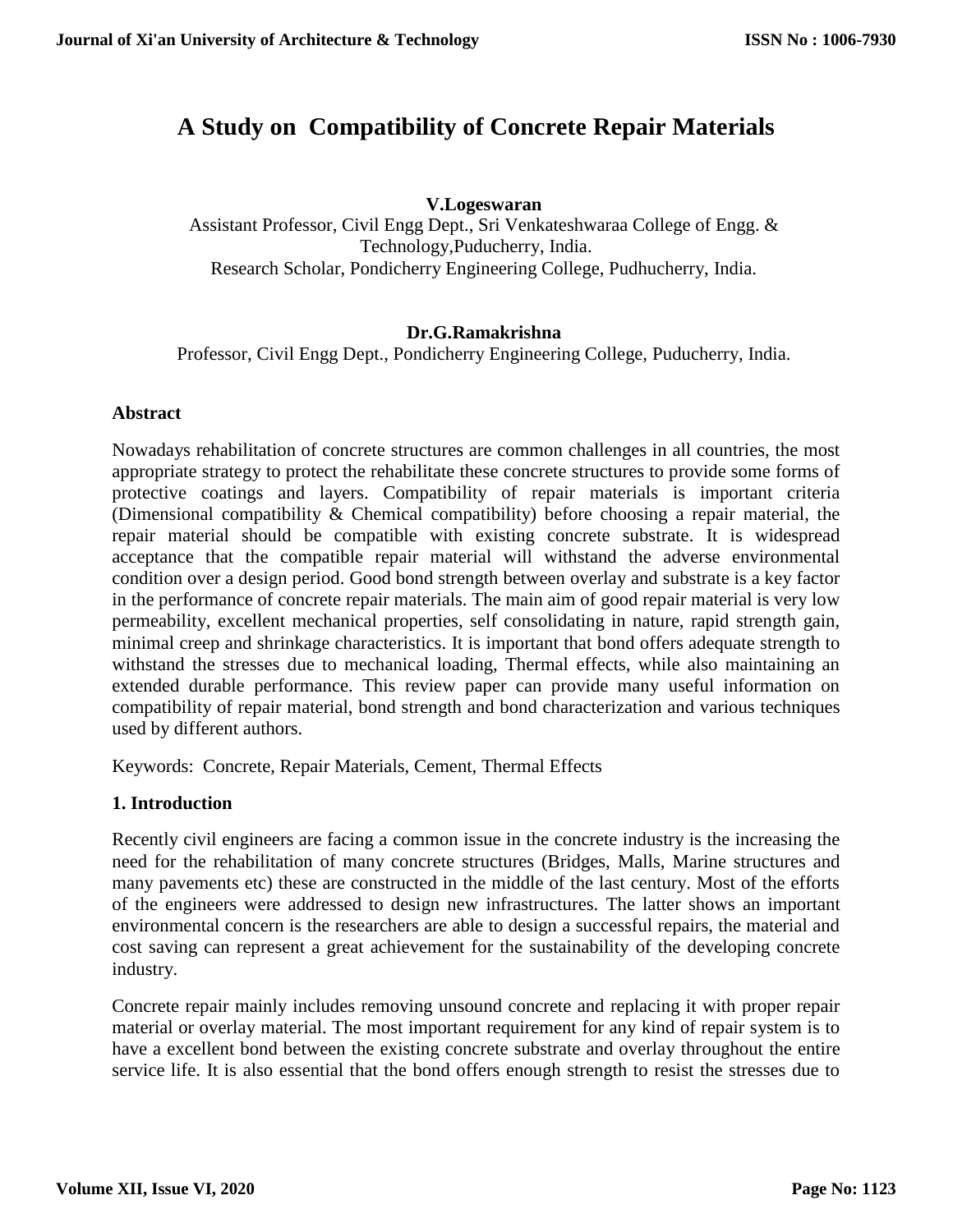# A Study on Compatibility of Concrete Repair Materials

**V.Logeswaran**

Assistant Professor, Civil Engg Dept., Sri Venkateshwaraa College of Engg. & Technology,Puducherry, India.

Research Scholar, Pondicherry Engineering College, Pudhucherry, India.

**Dr.G.Ramakrishna**

Professor, Civil Engg Dept., Pondicherry Engineering College, Puducherry, India.

## Abstract

Nowadays rehabilitation of concrete structures are common challenges in all countries, the most appropriate strategy to protect the rehabilitate these concrete structures to provide some forms of protective coatings and layers. Compatibility of repair materials is important criteria (Dimensional compatibility & Chemical compatibility) before choosing a repair material, the repair material should be compatible with existing concrete substrate. It is widespread acceptance that the compatible repair material will withstand the adverse environmental condition over a design period. Good bond strength between overlay and substrate is a key factor in the performance of concrete repair materials. The main aim of good repair material is very low permeability, excellent mechanical properties, self consolidating in nature, rapid strength gain, minimal creep and shrinkage characteristics. It is important that bond offers adequate strength to withstand the stresses due to mechanical loading, Thermal effects, while also maintaining an extended durable performance. This review paper can provide many useful information on compatibility of repair material, bond strength and bond characterization and various techniques used by different authors.

Keywords: Concrete, Repair Materials, Cement, Thermal Effects

## 1. Introduction

Recently civil engineers are facing a common issue in the concrete industry is the increasing the need for the rehabilitation of many concrete structures (Bridges, Malls, Marine structures and many pavements etc) these are constructed in the middle of the last century. Most of the efforts of the engineers were addressed to design new infrastructures. The latter shows an important environmental concern is the researchers are able to design a successful repairs, the material and cost saving can represent a great achievement for the sustainability of the developing concrete industry.

Concrete repair mainly includes removing unsound concrete and replacing it with proper repair material or overlay material. The most important requirement for any kind of repair system is to have a excellent bond between the existing concrete substrate and overlay throughout the entire service life. It is also essential that the bond offers enough strength to resist the stresses due to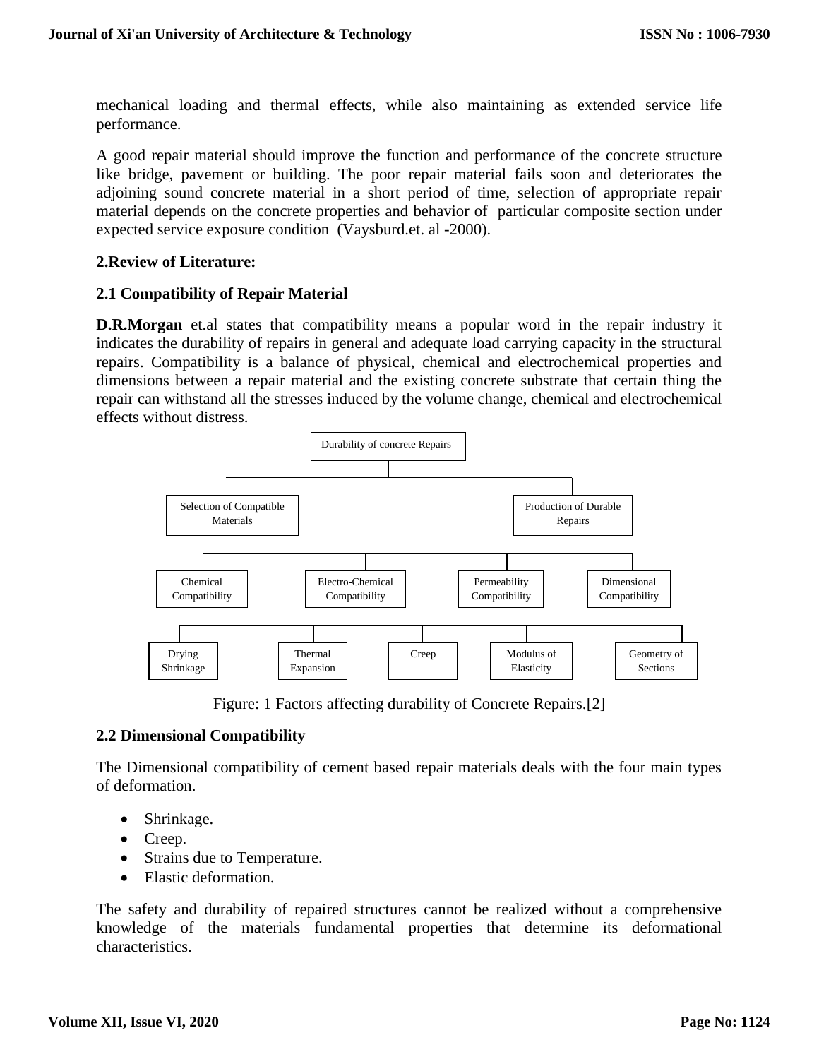mechanical loading and thermal effects, while also maintaining as extended service life performance.

A good repair material should improve the function and performance of the concrete structure like bridge, pavement or building. The poor repair material fails soon and deteriorates the adjoining sound concrete material in a short period of time, selection of appropriate repair material depends on the concrete properties and behavior of particular composite section under expected service exposure condition (Vaysburd.et. al -2000).

## 2.Review of Literature:

### 2.1 Compatibility of Repair Material

**D.R.Morgan** et.al states that compatibility means a popular word in the repair industry it indicates the durability of repairs in general and adequate load carrying capacity in the structural repairs. Compatibility is a balance of physical, chemical and electrochemical properties and dimensions between a repair material and the existing concrete substrate that certain thing the repair can withstand all the stresses induced by the volume change, chemical and electrochemical effects without distress.

Durability of concrete Repairs

Selection of Compatible Materials | Production of Durable Repairs

Chemical Compatibility | Electro-Chemical Compatibility | Permeability Compatibility | Dimensional Compatibility

Drying Shrinkage | Thermal Expansion | Creep | Modulus of Elasticity | Geometry of Sections

Figure: 1 Factors affecting durability of Concrete Repairs.[2]

### 2.2 Dimensional Compatibility

The Dimensional compatibility of cement based repair materials deals with the four main types of deformation.

- Shrinkage.
- Creep.
- Strains due to Temperature.
- Elastic deformation.

The safety and durability of repaired structures cannot be realized without a comprehensive knowledge of the materials fundamental properties that determine its deformational characteristics.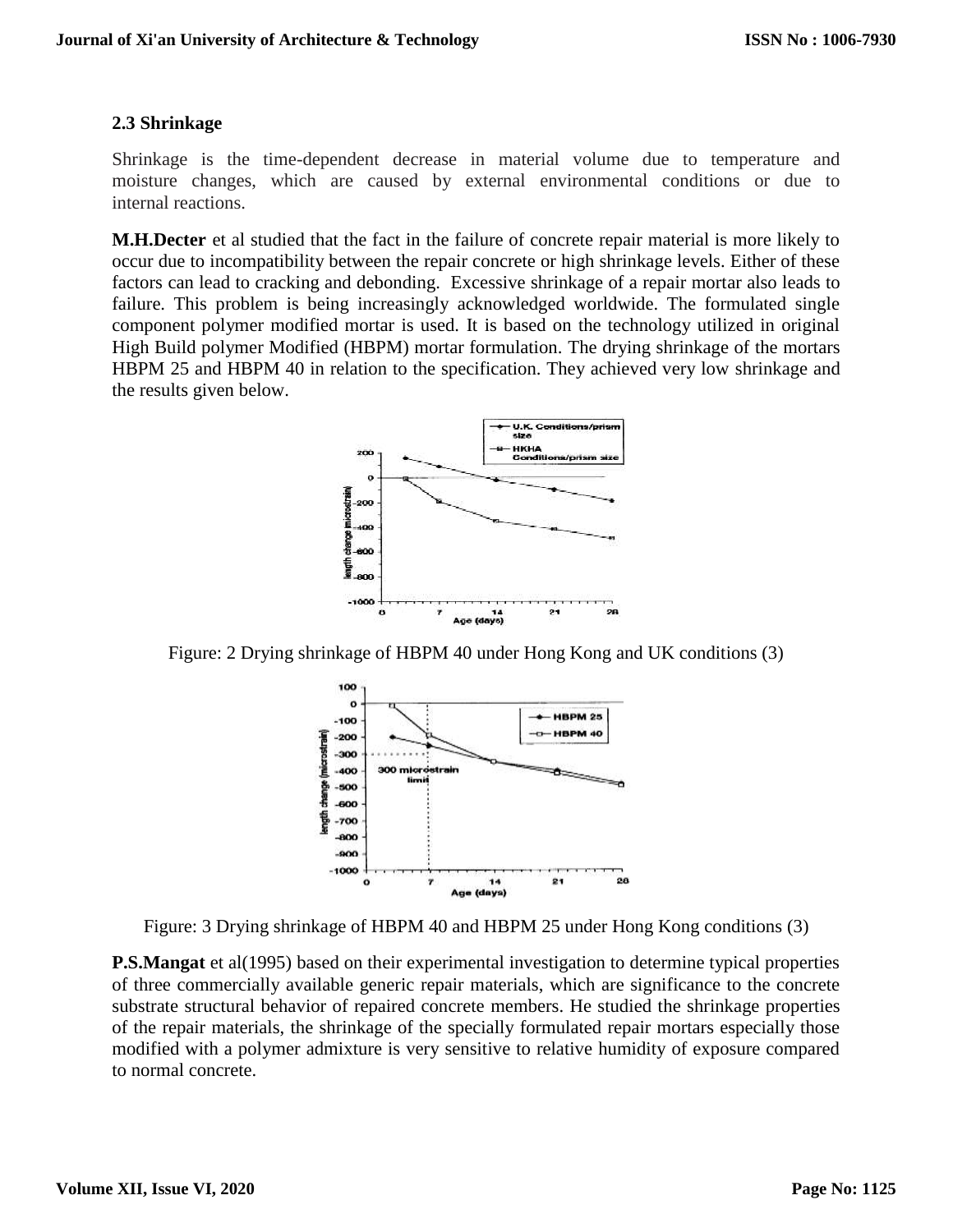### 2.3 Shrinkage

Shrinkage is the time-dependent decrease in material volume due to temperature and moisture changes, which are caused by external environmental conditions or due to internal reactions.

**M.H.Decter** et al studied that the fact in the failure of concrete repair material is more likely to occur due to incompatibility between the repair concrete or high shrinkage levels. Either of these factors can lead to cracking and debonding. Excessive shrinkage of a repair mortar also leads to failure. This problem is being increasingly acknowledged worldwide. The formulated single component polymer modified mortar is used. It is based on the technology utilized in original High Build polymer Modified (HBPM) mortar formulation. The drying shrinkage of the mortars HBPM 25 and HBPM 40 in relation to the specification. They achieved very low shrinkage and the results given below.

Figure: 2 Drying shrinkage of HBPM 40 under Hong Kong and UK conditions (3)

Figure: 3 Drying shrinkage of HBPM 40 and HBPM 25 under Hong Kong conditions (3)

**P.S.Mangat** et al(1995) based on their experimental investigation to determine typical properties of three commercially available generic repair materials, which are significance to the concrete substrate structural behavior of repaired concrete members. He studied the shrinkage properties of the repair materials, the shrinkage of the specially formulated repair mortars especially those modified with a polymer admixture is very sensitive to relative humidity of exposure compared to normal concrete.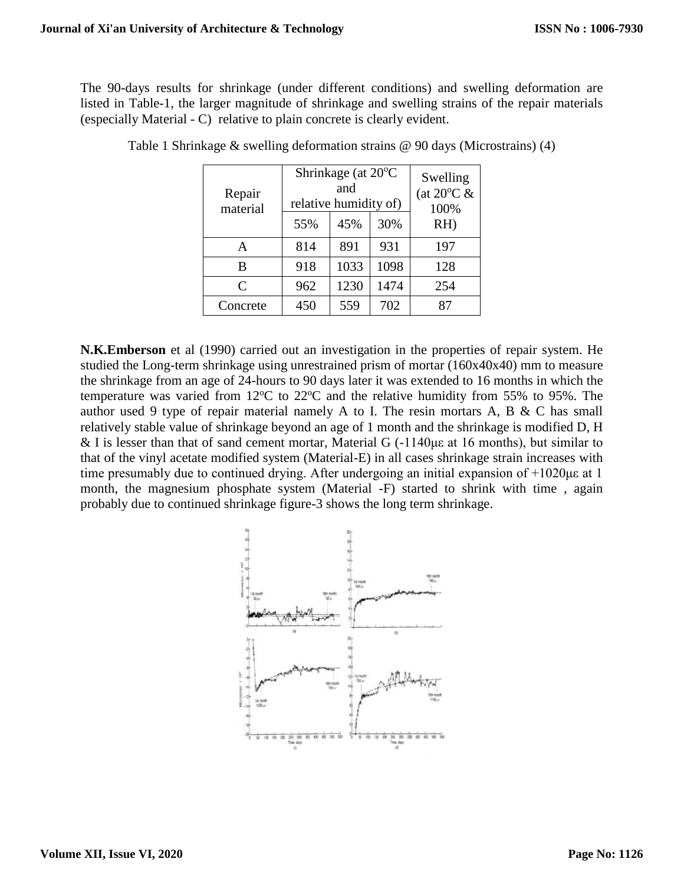The 90-days results for shrinkage (under different conditions) and swelling deformation are listed in Table-1, the larger magnitude of shrinkage and swelling strains of the repair materials (especially Material - C) relative to plain concrete is clearly evident.

Table 1 Shrinkage & swelling deformation strains @ 90 days (Microstrains) (4)

| Repair material | Shrinkage (at 20$^o$C and relative humidity of) | | | Swelling (at 20$^o$C & 100% RH) |
|---|---|---|---|---|
| | 55% | 45% | 30% | |
| A | 814 | 891 | 931 | 197 |
| B | 918 | 1033 | 1098 | 128 |
| C | 962 | 1230 | 1474 | 254 |
| Concrete | 450 | 559 | 702 | 87 |

**N.K.Emberson** et al (1990) carried out an investigation in the properties of repair system. He studied the Long-term shrinkage using unrestrained prism of mortar (160x40x40) mm to measure the shrinkage from an age of 24-hours to 90 days later it was extended to 16 months in which the temperature was varied from 12$^o$C to 22$^o$C and the relative humidity from 55% to 95%. The author used 9 type of repair material namely A to I. The resin mortars A, B & C has small relatively stable value of shrinkage beyond an age of 1 month and the shrinkage is modified D, H & I is lesser than that of sand cement mortar, Material G (-1140με at 16 months), but similar to that of the vinyl acetate modified system (Material-E) in all cases shrinkage strain increases with time presumably due to continued drying. After undergoing an initial expansion of +1020με at 1 month, the magnesium phosphate system (Material -F) started to shrink with time , again probably due to continued shrinkage figure-3 shows the long term shrinkage.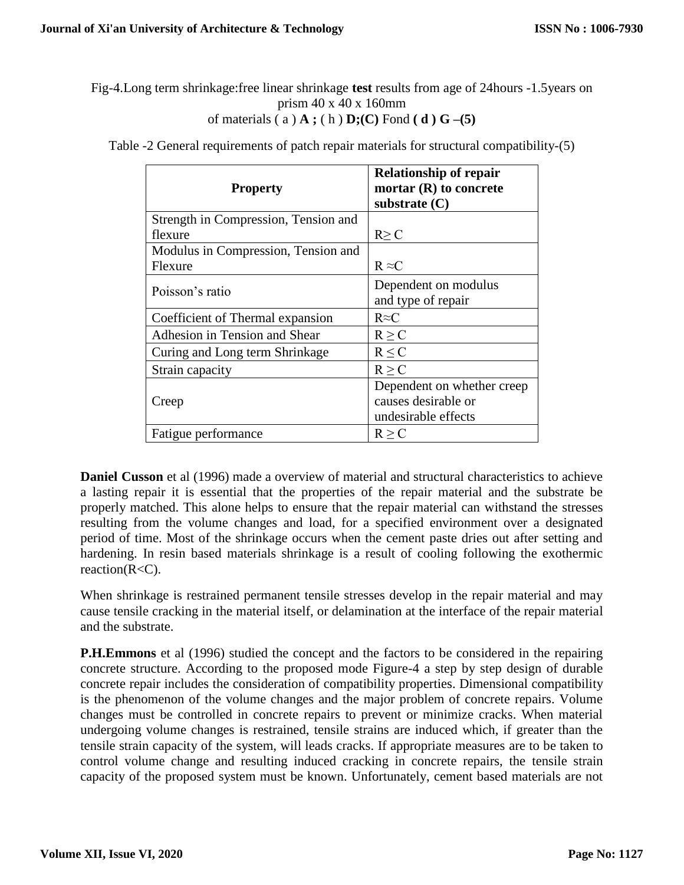Fig-4.Long term shrinkage:free linear shrinkage **test** results from age of 24hours -1.5years on prism 40 x 40 x 160mm
of materials ( a ) **A ;** ( h ) **D;(C)** Fond **( d ) G –(5)**

Table -2 General requirements of patch repair materials for structural compatibility-(5)

| **Property** | **Relationship of repair mortar (R) to concrete substrate (C)** |
|---|---|
| Strength in Compression, Tension and flexure | R≥ C |
| Modulus in Compression, Tension and Flexure | R ≈C |
| Poisson's ratio | Dependent on modulus and type of repair |
| Coefficient of Thermal expansion | R≈C |
| Adhesion in Tension and Shear | R ≥ C |
| Curing and Long term Shrinkage | R ≤ C |
| Strain capacity | R ≥ C |
| Creep | Dependent on whether creep causes desirable or undesirable effects |
| Fatigue performance | R ≥ C |

**Daniel Cusson** et al (1996) made a overview of material and structural characteristics to achieve a lasting repair it is essential that the properties of the repair material and the substrate be properly matched. This alone helps to ensure that the repair material can withstand the stresses resulting from the volume changes and load, for a specified environment over a designated period of time. Most of the shrinkage occurs when the cement paste dries out after setting and hardening. In resin based materials shrinkage is a result of cooling following the exothermic reaction(R<C).

When shrinkage is restrained permanent tensile stresses develop in the repair material and may cause tensile cracking in the material itself, or delamination at the interface of the repair material and the substrate.

**P.H.Emmons** et al (1996) studied the concept and the factors to be considered in the repairing concrete structure. According to the proposed mode Figure-4 a step by step design of durable concrete repair includes the consideration of compatibility properties. Dimensional compatibility is the phenomenon of the volume changes and the major problem of concrete repairs. Volume changes must be controlled in concrete repairs to prevent or minimize cracks. When material undergoing volume changes is restrained, tensile strains are induced which, if greater than the tensile strain capacity of the system, will leads cracks. If appropriate measures are to be taken to control volume change and resulting induced cracking in concrete repairs, the tensile strain capacity of the proposed system must be known. Unfortunately, cement based materials are not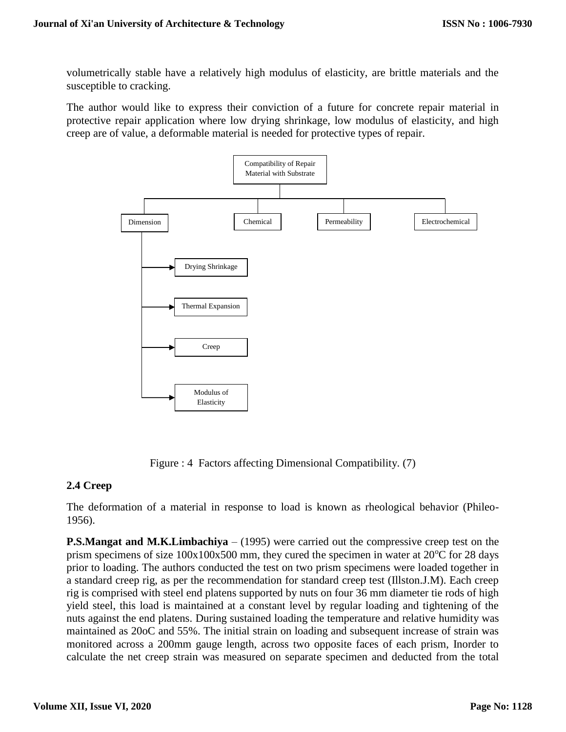volumetrically stable have a relatively high modulus of elasticity, are brittle materials and the susceptible to cracking.

The author would like to express their conviction of a future for concrete repair material in protective repair application where low drying shrinkage, low modulus of elasticity, and high creep are of value, a deformable material is needed for protective types of repair.

Compatibility of Repair Material with Substrate

- Dimension
  - Drying Shrinkage
  - Thermal Expansion
  - Creep
  - Modulus of Elasticity
- Chemical
- Permeability
- Electrochemical

Figure : 4 Factors affecting Dimensional Compatibility. (7)

### 2.4 Creep

The deformation of a material in response to load is known as rheological behavior (Phileo-1956).

**P.S.Mangat and M.K.Limbachiya** – (1995) were carried out the compressive creep test on the prism specimens of size 100x100x500 mm, they cured the specimen in water at 20$^{o}$C for 28 days prior to loading. The authors conducted the test on two prism specimens were loaded together in a standard creep rig, as per the recommendation for standard creep test (Illston.J.M). Each creep rig is comprised with steel end platens supported by nuts on four 36 mm diameter tie rods of high yield steel, this load is maintained at a constant level by regular loading and tightening of the nuts against the end platens. During sustained loading the temperature and relative humidity was maintained as 20oC and 55%. The initial strain on loading and subsequent increase of strain was monitored across a 200mm gauge length, across two opposite faces of each prism, Inorder to calculate the net creep strain was measured on separate specimen and deducted from the total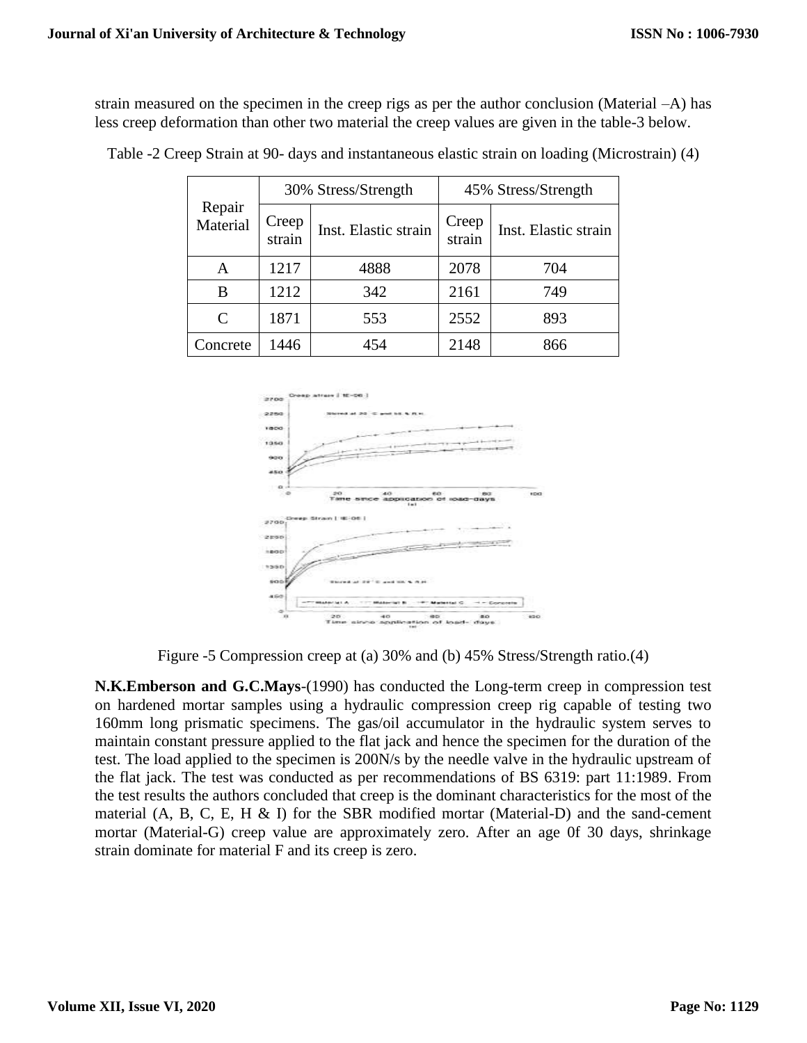strain measured on the specimen in the creep rigs as per the author conclusion (Material –A) has less creep deformation than other two material the creep values are given in the table-3 below.

Table -2 Creep Strain at 90- days and instantaneous elastic strain on loading (Microstrain) (4)

| Repair Material | 30% Stress/Strength | | 45% Stress/Strength | |
|---|---|---|---|---|
| | Creep strain | Inst. Elastic strain | Creep strain | Inst. Elastic strain |
| A | 1217 | 4888 | 2078 | 704 |
| B | 1212 | 342 | 2161 | 749 |
| C | 1871 | 553 | 2552 | 893 |
| Concrete | 1446 | 454 | 2148 | 866 |

Figure -5 Compression creep at (a) 30% and (b) 45% Stress/Strength ratio.(4)

**N.K.Emberson and G.C.Mays**-(1990) has conducted the Long-term creep in compression test on hardened mortar samples using a hydraulic compression creep rig capable of testing two 160mm long prismatic specimens. The gas/oil accumulator in the hydraulic system serves to maintain constant pressure applied to the flat jack and hence the specimen for the duration of the test. The load applied to the specimen is 200N/s by the needle valve in the hydraulic upstream of the flat jack. The test was conducted as per recommendations of BS 6319: part 11:1989. From the test results the authors concluded that creep is the dominant characteristics for the most of the material (A, B, C, E, H & I) for the SBR modified mortar (Material-D) and the sand-cement mortar (Material-G) creep value are approximately zero. After an age 0f 30 days, shrinkage strain dominate for material F and its creep is zero.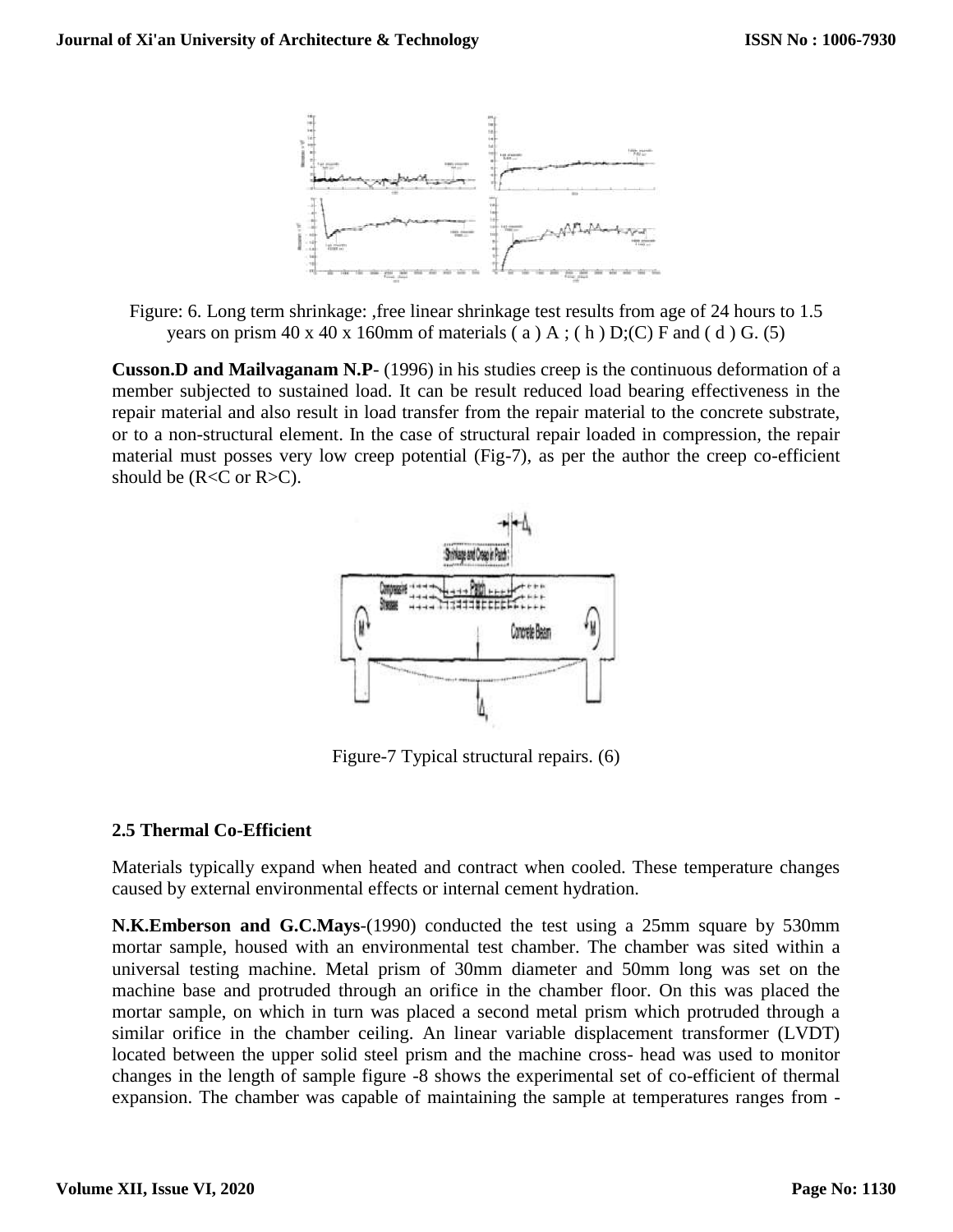Figure: 6. Long term shrinkage: ,free linear shrinkage test results from age of 24 hours to 1.5 years on prism 40 x 40 x 160mm of materials ( a ) A ; ( h ) D;(C) F and ( d ) G. (5)

**Cusson.D and Mailvaganam N.P**- (1996) in his studies creep is the continuous deformation of a member subjected to sustained load. It can be result reduced load bearing effectiveness in the repair material and also result in load transfer from the repair material to the concrete substrate, or to a non-structural element. In the case of structural repair loaded in compression, the repair material must posses very low creep potential (Fig-7), as per the author the creep co-efficient should be (R<C or R>C).

Figure-7 Typical structural repairs. (6)

### 2.5 Thermal Co-Efficient

Materials typically expand when heated and contract when cooled. These temperature changes caused by external environmental effects or internal cement hydration.

**N.K.Emberson and G.C.Mays**-(1990) conducted the test using a 25mm square by 530mm mortar sample, housed with an environmental test chamber. The chamber was sited within a universal testing machine. Metal prism of 30mm diameter and 50mm long was set on the machine base and protruded through an orifice in the chamber floor. On this was placed the mortar sample, on which in turn was placed a second metal prism which protruded through a similar orifice in the chamber ceiling. An linear variable displacement transformer (LVDT) located between the upper solid steel prism and the machine cross- head was used to monitor changes in the length of sample figure -8 shows the experimental set of co-efficient of thermal expansion. The chamber was capable of maintaining the sample at temperatures ranges from -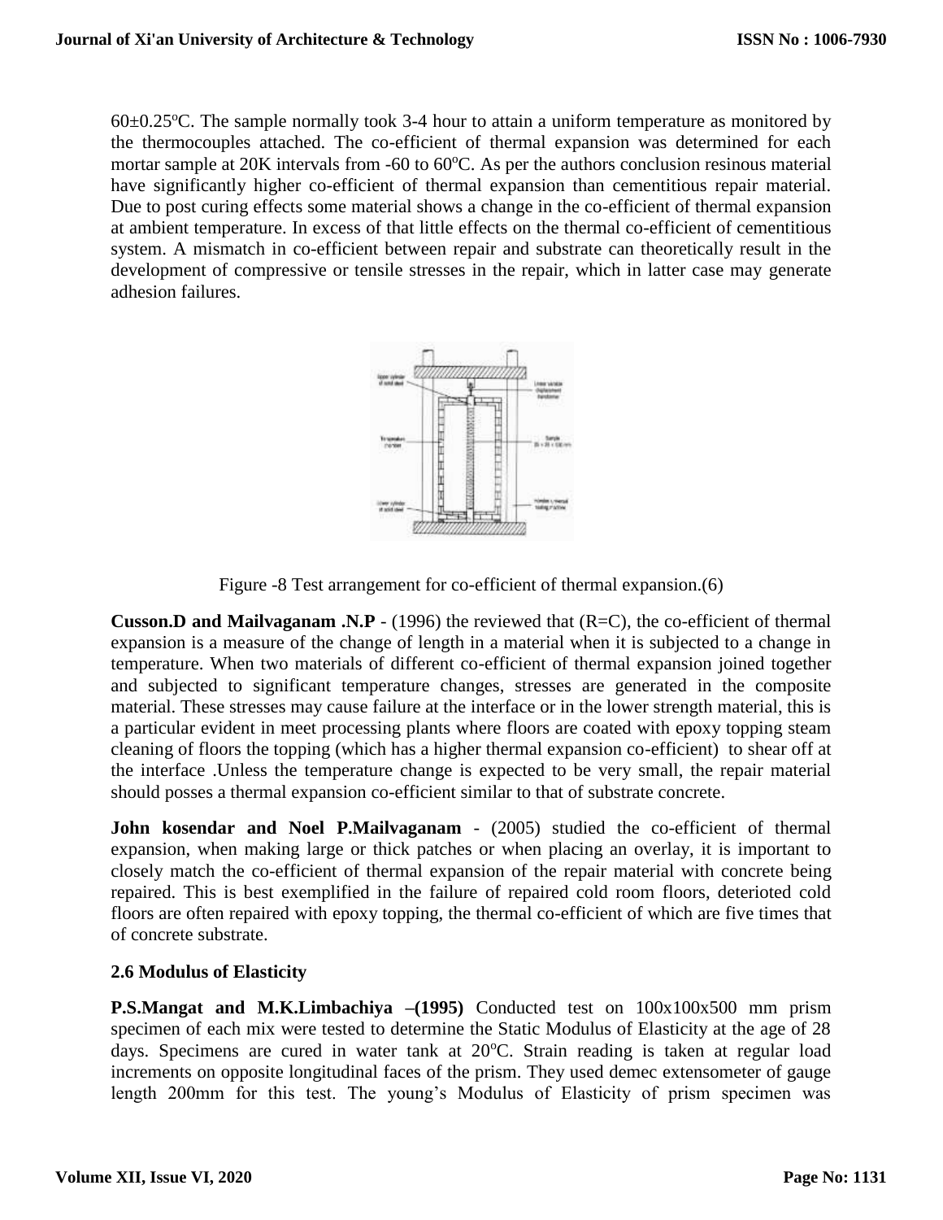60±0.25°C. The sample normally took 3-4 hour to attain a uniform temperature as monitored by the thermocouples attached. The co-efficient of thermal expansion was determined for each mortar sample at 20K intervals from -60 to 60°C. As per the authors conclusion resinous material have significantly higher co-efficient of thermal expansion than cementitious repair material. Due to post curing effects some material shows a change in the co-efficient of thermal expansion at ambient temperature. In excess of that little effects on the thermal co-efficient of cementitious system. A mismatch in co-efficient between repair and substrate can theoretically result in the development of compressive or tensile stresses in the repair, which in latter case may generate adhesion failures.

Figure -8 Test arrangement for co-efficient of thermal expansion.(6)

**Cusson.D and Mailvaganam .N.P** - (1996) the reviewed that (R=C), the co-efficient of thermal expansion is a measure of the change of length in a material when it is subjected to a change in temperature. When two materials of different co-efficient of thermal expansion joined together and subjected to significant temperature changes, stresses are generated in the composite material. These stresses may cause failure at the interface or in the lower strength material, this is a particular evident in meet processing plants where floors are coated with epoxy topping steam cleaning of floors the topping (which has a higher thermal expansion co-efficient) to shear off at the interface .Unless the temperature change is expected to be very small, the repair material should posses a thermal expansion co-efficient similar to that of substrate concrete.

**John kosendar and Noel P.Mailvaganam** - (2005) studied the co-efficient of thermal expansion, when making large or thick patches or when placing an overlay, it is important to closely match the co-efficient of thermal expansion of the repair material with concrete being repaired. This is best exemplified in the failure of repaired cold room floors, deterioted cold floors are often repaired with epoxy topping, the thermal co-efficient of which are five times that of concrete substrate.

**2.6 Modulus of Elasticity**

**P.S.Mangat and M.K.Limbachiya –(1995)** Conducted test on 100x100x500 mm prism specimen of each mix were tested to determine the Static Modulus of Elasticity at the age of 28 days. Specimens are cured in water tank at 20°C. Strain reading is taken at regular load increments on opposite longitudinal faces of the prism. They used demec extensometer of gauge length 200mm for this test. The young's Modulus of Elasticity of prism specimen was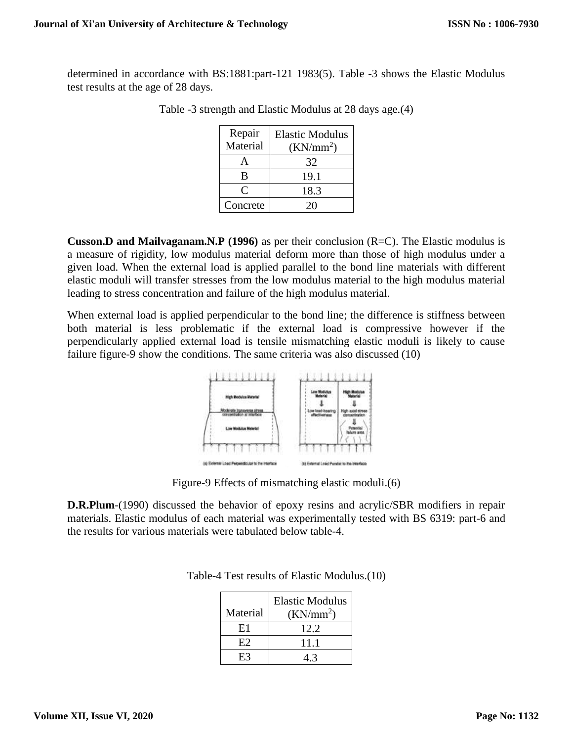determined in accordance with BS:1881:part-121 1983(5). Table -3 shows the Elastic Modulus test results at the age of 28 days.

Table -3 strength and Elastic Modulus at 28 days age.(4)

| Repair Material | Elastic Modulus (KN/mm$^2$) |
|---|---|
| A | 32 |
| B | 19.1 |
| C | 18.3 |
| Concrete | 20 |

**Cusson.D and Mailvaganam.N.P (1996)** as per their conclusion (R=C). The Elastic modulus is a measure of rigidity, low modulus material deform more than those of high modulus under a given load. When the external load is applied parallel to the bond line materials with different elastic moduli will transfer stresses from the low modulus material to the high modulus material leading to stress concentration and failure of the high modulus material.

When external load is applied perpendicular to the bond line; the difference is stiffness between both material is less problematic if the external load is compressive however if the perpendicularly applied external load is tensile mismatching elastic moduli is likely to cause failure figure-9 show the conditions. The same criteria was also discussed (10)

Figure-9 Effects of mismatching elastic moduli.(6)

**D.R.Plum**-(1990) discussed the behavior of epoxy resins and acrylic/SBR modifiers in repair materials. Elastic modulus of each material was experimentally tested with BS 6319: part-6 and the results for various materials were tabulated below table-4.

Table-4 Test results of Elastic Modulus.(10)

| Material | Elastic Modulus (KN/mm$^2$) |
|---|---|
| E1 | 12.2 |
| E2 | 11.1 |
| E3 | 4.3 |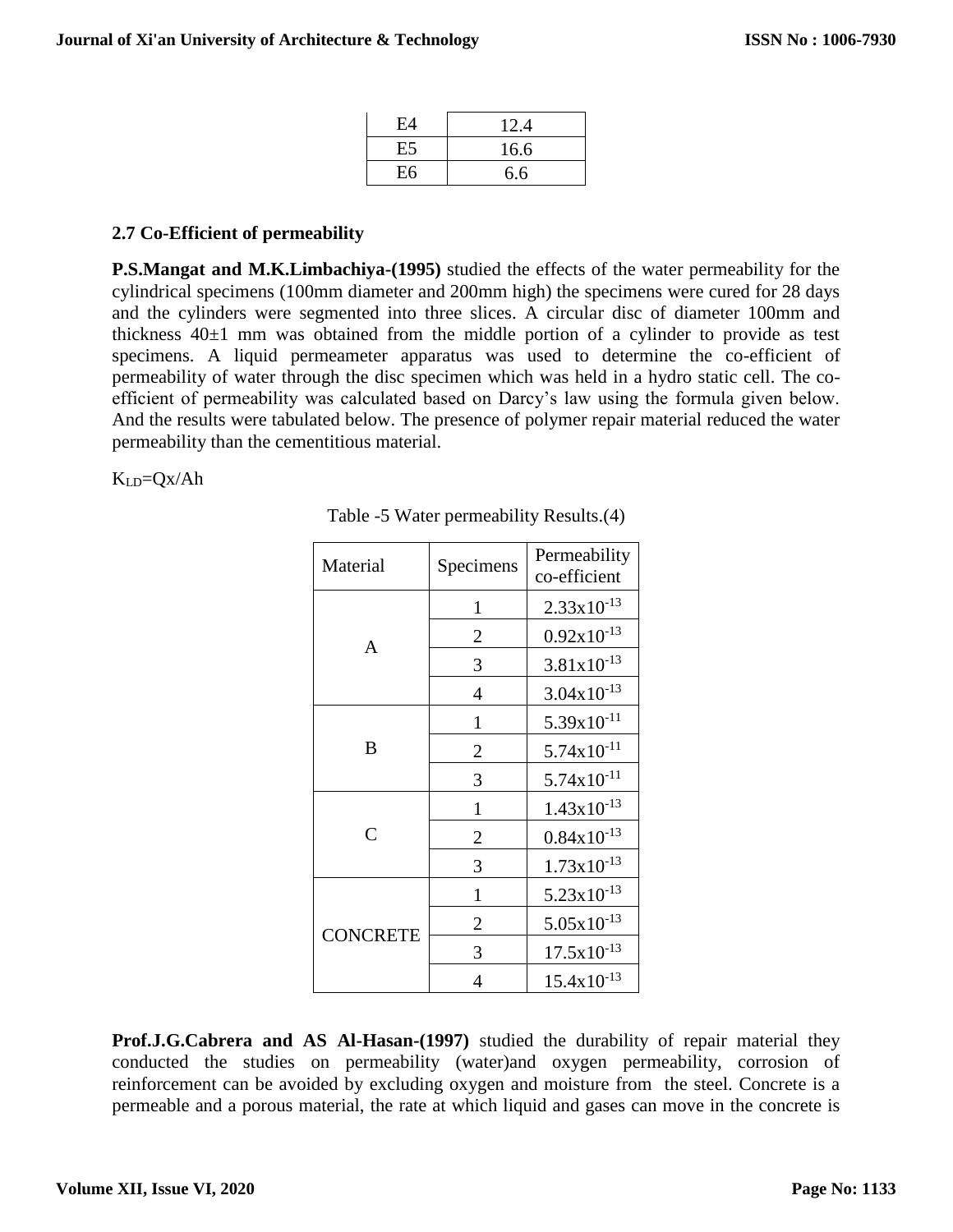| E4 | 12.4 |
|---|---|
| E5 | 16.6 |
| E6 | 6.6 |

### 2.7 Co-Efficient of permeability

**P.S.Mangat and M.K.Limbachiya-(1995)** studied the effects of the water permeability for the cylindrical specimens (100mm diameter and 200mm high) the specimens were cured for 28 days and the cylinders were segmented into three slices. A circular disc of diameter 100mm and thickness 40±1 mm was obtained from the middle portion of a cylinder to provide as test specimens. A liquid permeameter apparatus was used to determine the co-efficient of permeability of water through the disc specimen which was held in a hydro static cell. The co-efficient of permeability was calculated based on Darcy's law using the formula given below. And the results were tabulated below. The presence of polymer repair material reduced the water permeability than the cementitious material.

$K_{LD}=Qx/Ah$

Table -5 Water permeability Results.(4)

| Material | Specimens | Permeability co-efficient |
|---|---|---|
| A | 1 | $2.33x10^{-13}$ |
| | 2 | $0.92x10^{-13}$ |
| | 3 | $3.81x10^{-13}$ |
| | 4 | $3.04x10^{-13}$ |
| B | 1 | $5.39x10^{-11}$ |
| | 2 | $5.74x10^{-11}$ |
| | 3 | $5.74x10^{-11}$ |
| C | 1 | $1.43x10^{-13}$ |
| | 2 | $0.84x10^{-13}$ |
| | 3 | $1.73x10^{-13}$ |
| CONCRETE | 1 | $5.23x10^{-13}$ |
| | 2 | $5.05x10^{-13}$ |
| | 3 | $17.5x10^{-13}$ |
| | 4 | $15.4x10^{-13}$ |

**Prof.J.G.Cabrera and AS Al-Hasan-(1997)** studied the durability of repair material they conducted the studies on permeability (water)and oxygen permeability, corrosion of reinforcement can be avoided by excluding oxygen and moisture from the steel. Concrete is a permeable and a porous material, the rate at which liquid and gases can move in the concrete is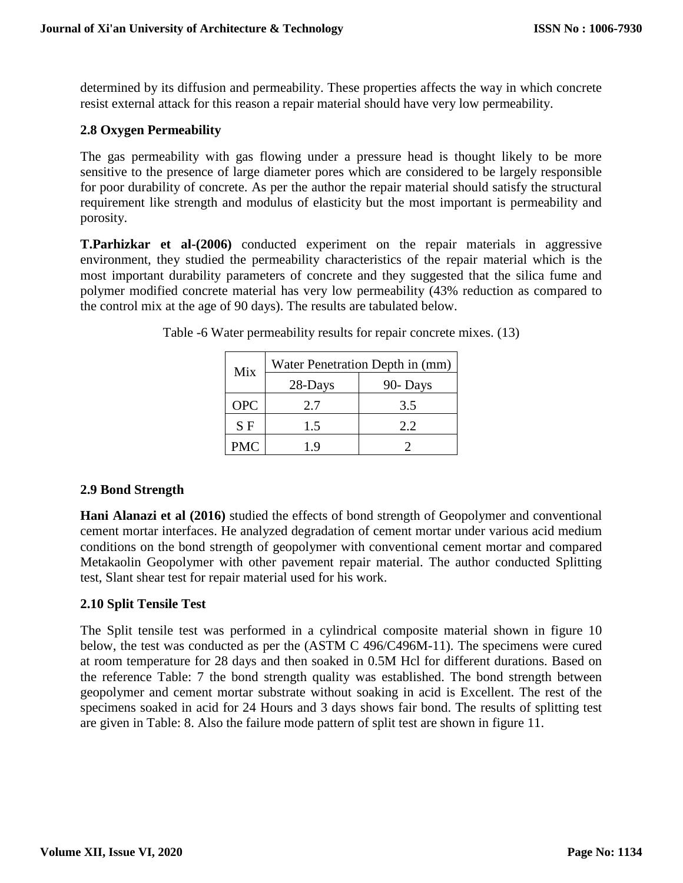determined by its diffusion and permeability. These properties affects the way in which concrete resist external attack for this reason a repair material should have very low permeability.

### 2.8 Oxygen Permeability

The gas permeability with gas flowing under a pressure head is thought likely to be more sensitive to the presence of large diameter pores which are considered to be largely responsible for poor durability of concrete. As per the author the repair material should satisfy the structural requirement like strength and modulus of elasticity but the most important is permeability and porosity.

**T.Parhizkar et al-(2006)** conducted experiment on the repair materials in aggressive environment, they studied the permeability characteristics of the repair material which is the most important durability parameters of concrete and they suggested that the silica fume and polymer modified concrete material has very low permeability (43% reduction as compared to the control mix at the age of 90 days). The results are tabulated below.

Table -6 Water permeability results for repair concrete mixes. (13)

| Mix | Water Penetration Depth in (mm) | |
|---|---|---|
| | 28-Days | 90- Days |
| OPC | 2.7 | 3.5 |
| S F | 1.5 | 2.2 |
| PMC | 1.9 | 2 |

### 2.9 Bond Strength

**Hani Alanazi et al (2016)** studied the effects of bond strength of Geopolymer and conventional cement mortar interfaces. He analyzed degradation of cement mortar under various acid medium conditions on the bond strength of geopolymer with conventional cement mortar and compared Metakaolin Geopolymer with other pavement repair material. The author conducted Splitting test, Slant shear test for repair material used for his work.

### 2.10 Split Tensile Test

The Split tensile test was performed in a cylindrical composite material shown in figure 10 below, the test was conducted as per the (ASTM C 496/C496M-11). The specimens were cured at room temperature for 28 days and then soaked in 0.5M Hcl for different durations. Based on the reference Table: 7 the bond strength quality was established. The bond strength between geopolymer and cement mortar substrate without soaking in acid is Excellent. The rest of the specimens soaked in acid for 24 Hours and 3 days shows fair bond. The results of splitting test are given in Table: 8. Also the failure mode pattern of split test are shown in figure 11.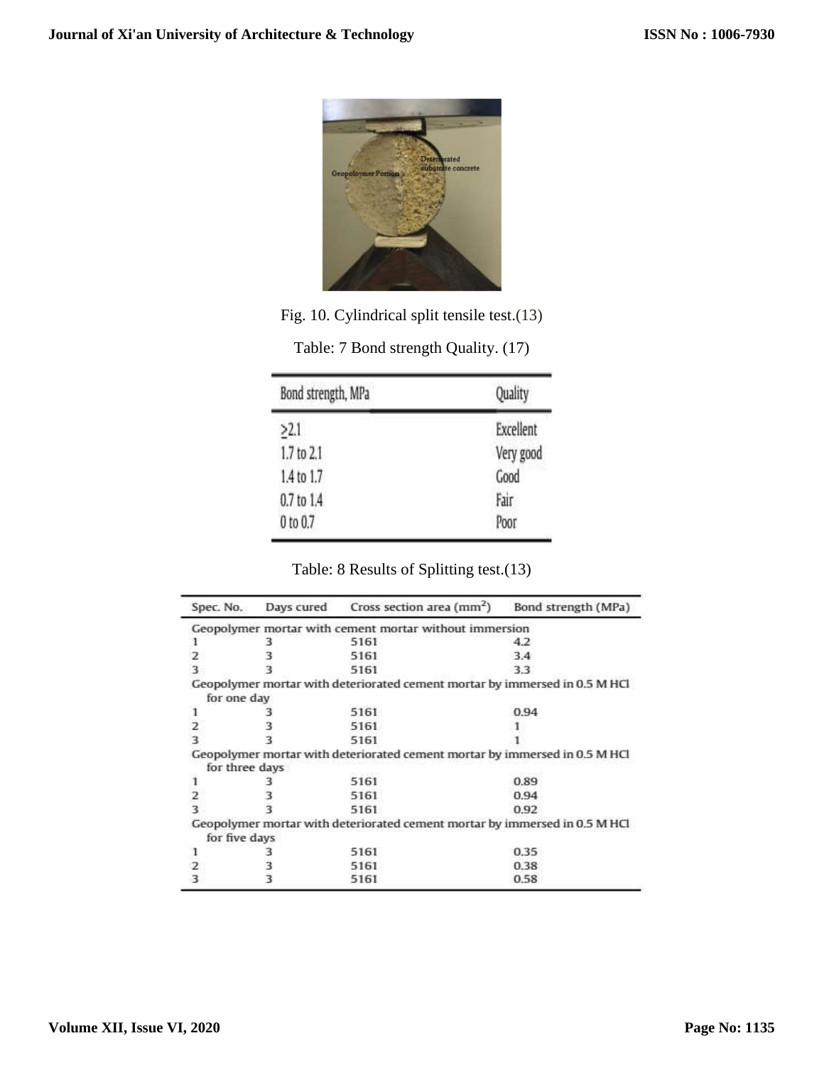Fig. 10. Cylindrical split tensile test.(13)

Table: 7 Bond strength Quality. (17)

| Bond strength, MPa | Quality |
|---|---|
| ≥2.1 | Excellent |
| 1.7 to 2.1 | Very good |
| 1.4 to 1.7 | Good |
| 0.7 to 1.4 | Fair |
| 0 to 0.7 | Poor |

Table: 8 Results of Splitting test.(13)

| Spec. No. | Days cured | Cross section area ($mm^2$) | Bond strength (MPa) |
|---|---|---|---|
| Geopolymer mortar with cement mortar without immersion | | | |
| 1 | 3 | 5161 | 4.2 |
| 2 | 3 | 5161 | 3.4 |
| 3 | 3 | 5161 | 3.3 |
| Geopolymer mortar with deteriorated cement mortar by immersed in 0.5 M HCl for one day | | | |
| 1 | 3 | 5161 | 0.94 |
| 2 | 3 | 5161 | 1 |
| 3 | 3 | 5161 | 1 |
| Geopolymer mortar with deteriorated cement mortar by immersed in 0.5 M HCl for three days | | | |
| 1 | 3 | 5161 | 0.89 |
| 2 | 3 | 5161 | 0.94 |
| 3 | 3 | 5161 | 0.92 |
| Geopolymer mortar with deteriorated cement mortar by immersed in 0.5 M HCl for five days | | | |
| 1 | 3 | 5161 | 0.35 |
| 2 | 3 | 5161 | 0.38 |
| 3 | 3 | 5161 | 0.58 |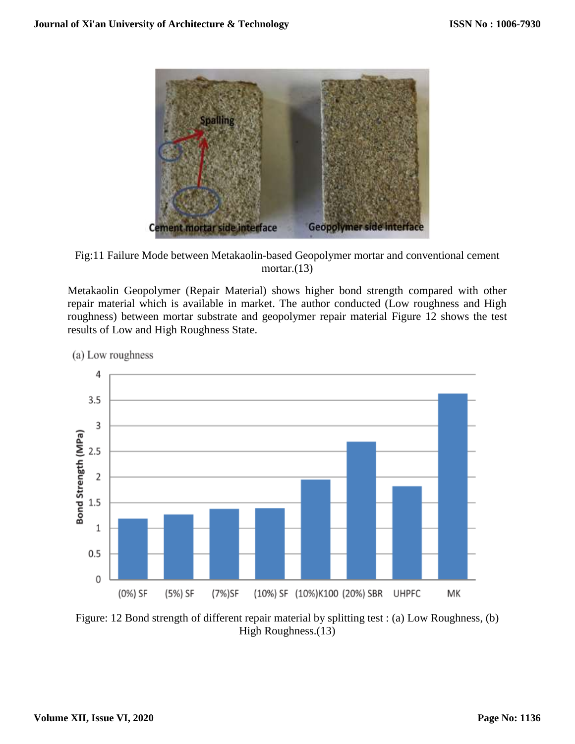Fig:11 Failure Mode between Metakaolin-based Geopolymer mortar and conventional cement mortar.(13)

Metakaolin Geopolymer (Repair Material) shows higher bond strength compared with other repair material which is available in market. The author conducted (Low roughness and High roughness) between mortar substrate and geopolymer repair material Figure 12 shows the test results of Low and High Roughness State.

Figure: 12 Bond strength of different repair material by splitting test : (a) Low Roughness, (b) High Roughness.(13)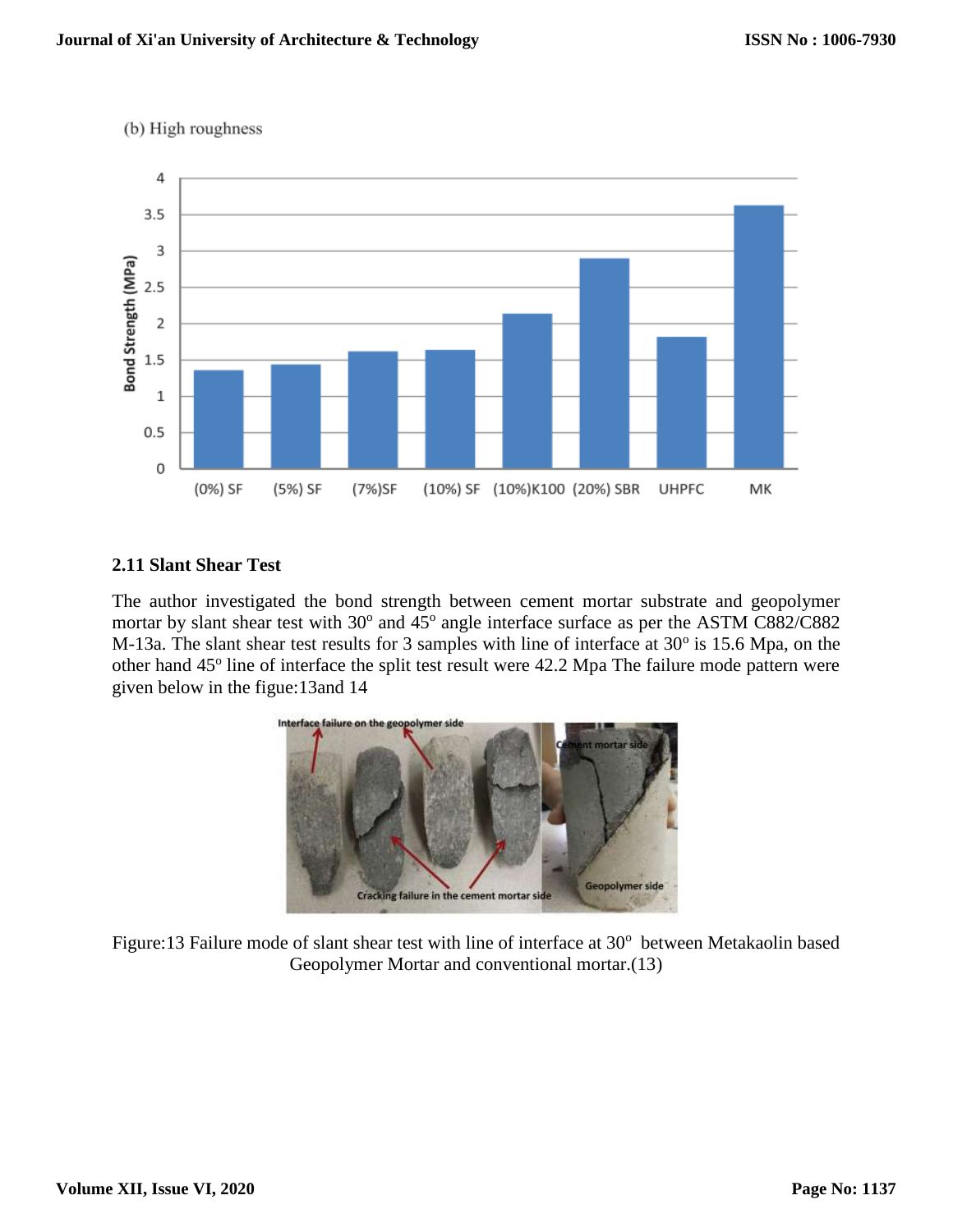(b) High roughness

| | Bond Strength (MPa) |
|---|---|
| (0%) SF | 1.36 |
| (5%) SF | 1.44 |
| (7%)SF | 1.61 |
| (10%) SF | 1.63 |
| (10%)K100 | 2.14 |
| (20%) SBR | 2.90 |
| UHPFC | 1.82 |
| MK | 3.63 |

## 2.11 Slant Shear Test

The author investigated the bond strength between cement mortar substrate and geopolymer mortar by slant shear test with 30º and 45º angle interface surface as per the ASTM C882/C882 M-13a. The slant shear test results for 3 samples with line of interface at 30º is 15.6 Mpa, on the other hand 45º line of interface the split test result were 42.2 Mpa The failure mode pattern were given below in the figue:13and 14

Interface failure on the geopolymer side

Cracking failure in the cement mortar side

Cement mortar side

Geopolymer side

Figure:13 Failure mode of slant shear test with line of interface at 30º between Metakaolin based Geopolymer Mortar and conventional mortar.(13)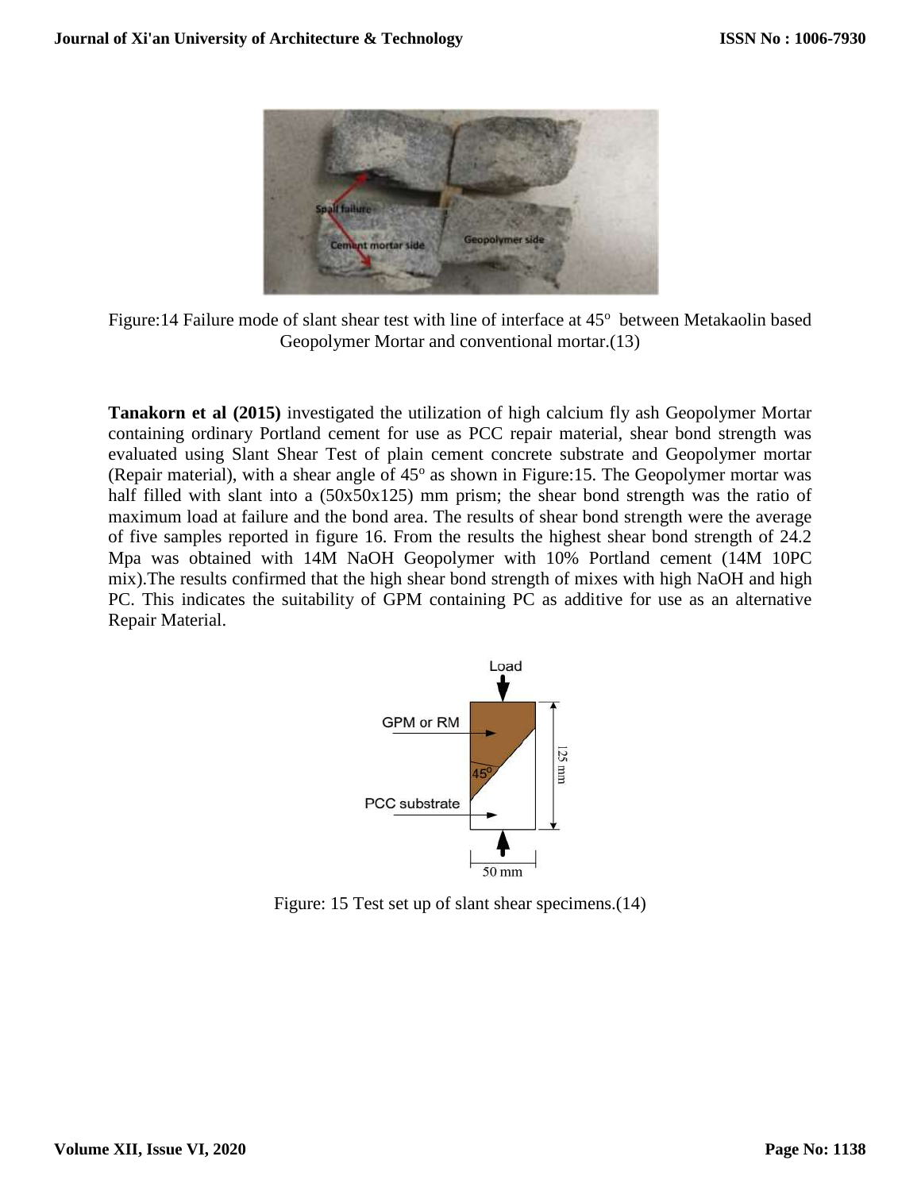Figure:14 Failure mode of slant shear test with line of interface at 45° between Metakaolin based Geopolymer Mortar and conventional mortar.(13)

**Tanakorn et al (2015)** investigated the utilization of high calcium fly ash Geopolymer Mortar containing ordinary Portland cement for use as PCC repair material, shear bond strength was evaluated using Slant Shear Test of plain cement concrete substrate and Geopolymer mortar (Repair material), with a shear angle of 45° as shown in Figure:15. The Geopolymer mortar was half filled with slant into a (50x50x125) mm prism; the shear bond strength was the ratio of maximum load at failure and the bond area. The results of shear bond strength were the average of five samples reported in figure 16. From the results the highest shear bond strength of 24.2 Mpa was obtained with 14M NaOH Geopolymer with 10% Portland cement (14M 10PC mix).The results confirmed that the high shear bond strength of mixes with high NaOH and high PC. This indicates the suitability of GPM containing PC as additive for use as an alternative Repair Material.

Figure: 15 Test set up of slant shear specimens.(14)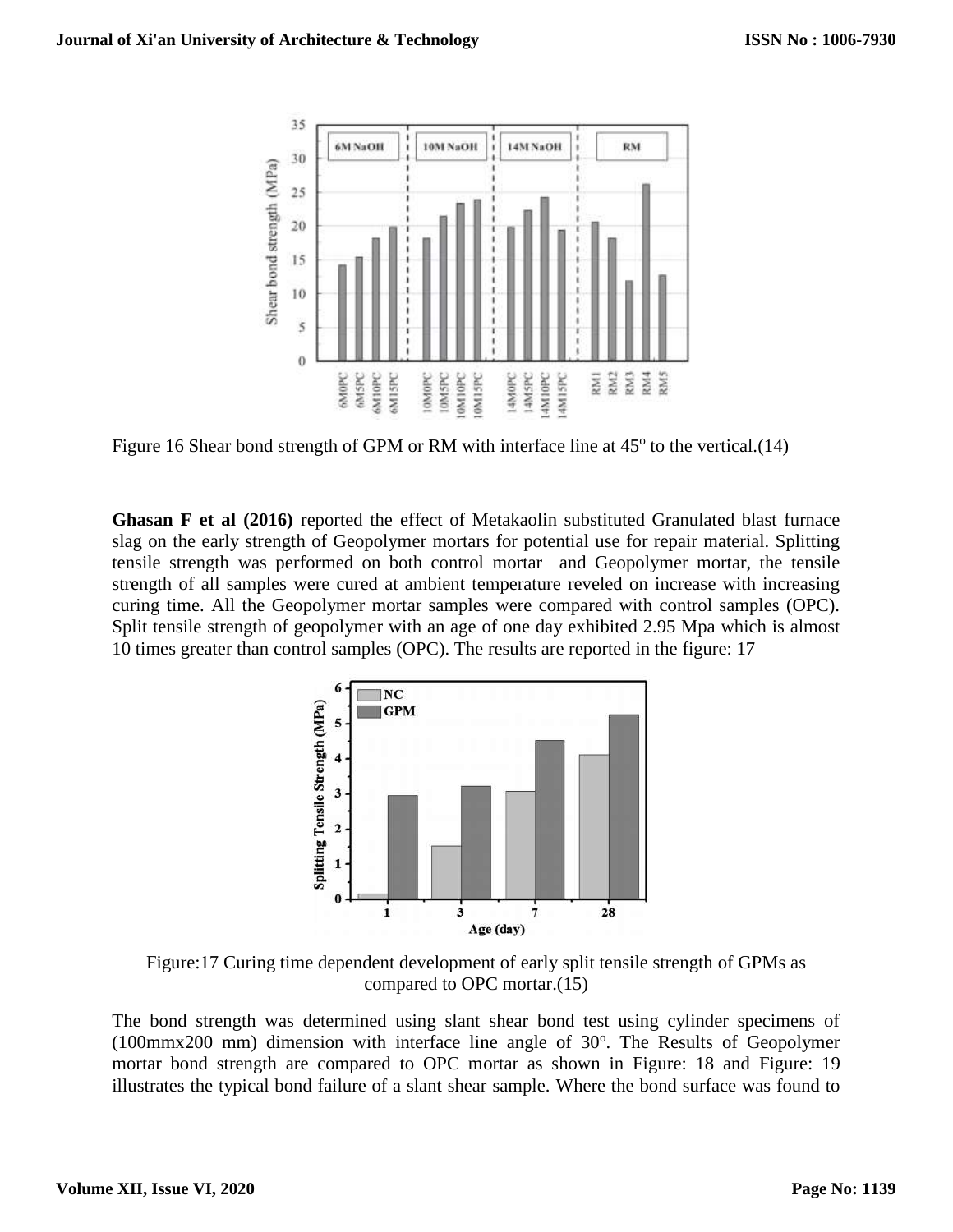Figure 16 Shear bond strength of GPM or RM with interface line at 45$^{o}$ to the vertical.(14)

**Ghasan F et al (2016)** reported the effect of Metakaolin substituted Granulated blast furnace slag on the early strength of Geopolymer mortars for potential use for repair material. Splitting tensile strength was performed on both control mortar and Geopolymer mortar, the tensile strength of all samples were cured at ambient temperature reveled on increase with increasing curing time. All the Geopolymer mortar samples were compared with control samples (OPC). Split tensile strength of geopolymer with an age of one day exhibited 2.95 Mpa which is almost 10 times greater than control samples (OPC). The results are reported in the figure: 17

Figure:17 Curing time dependent development of early split tensile strength of GPMs as compared to OPC mortar.(15)

The bond strength was determined using slant shear bond test using cylinder specimens of (100mmx200 mm) dimension with interface line angle of 30$^{o}$. The Results of Geopolymer mortar bond strength are compared to OPC mortar as shown in Figure: 18 and Figure: 19 illustrates the typical bond failure of a slant shear sample. Where the bond surface was found to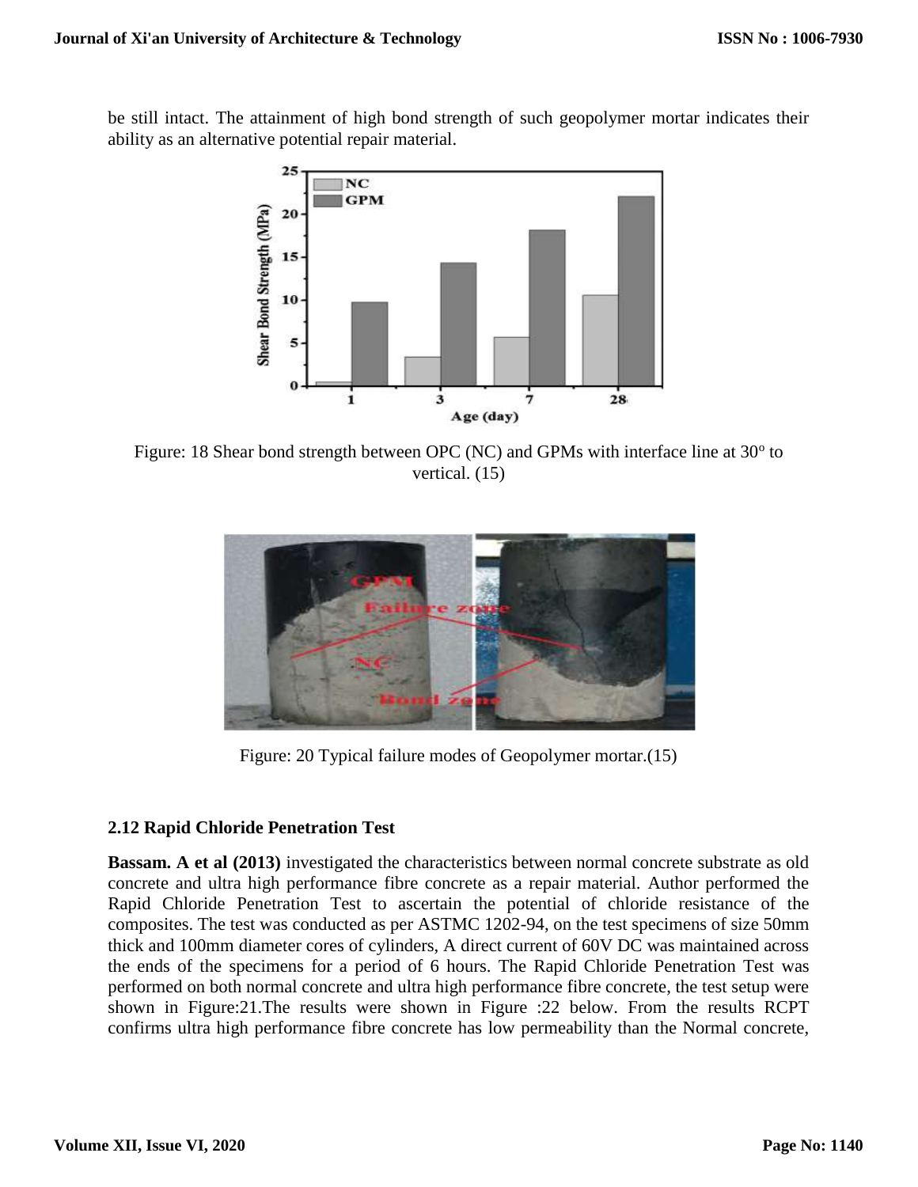be still intact. The attainment of high bond strength of such geopolymer mortar indicates their ability as an alternative potential repair material.

Figure: 18 Shear bond strength between OPC (NC) and GPMs with interface line at 30° to vertical. (15)

Figure: 20 Typical failure modes of Geopolymer mortar.(15)

### 2.12 Rapid Chloride Penetration Test

**Bassam. A et al (2013)** investigated the characteristics between normal concrete substrate as old concrete and ultra high performance fibre concrete as a repair material. Author performed the Rapid Chloride Penetration Test to ascertain the potential of chloride resistance of the composites. The test was conducted as per ASTMC 1202-94, on the test specimens of size 50mm thick and 100mm diameter cores of cylinders, A direct current of 60V DC was maintained across the ends of the specimens for a period of 6 hours. The Rapid Chloride Penetration Test was performed on both normal concrete and ultra high performance fibre concrete, the test setup were shown in Figure:21.The results were shown in Figure :22 below. From the results RCPT confirms ultra high performance fibre concrete has low permeability than the Normal concrete,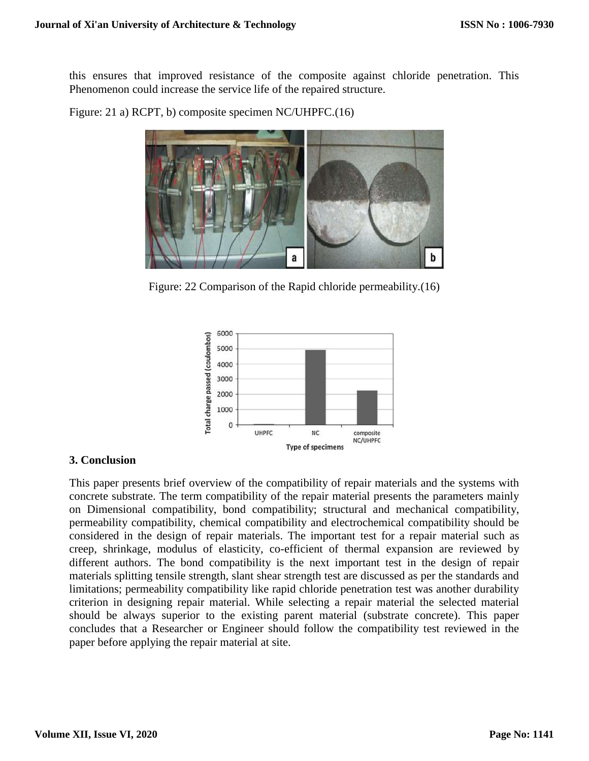this ensures that improved resistance of the composite against chloride penetration. This Phenomenon could increase the service life of the repaired structure.

Figure: 21 a) RCPT, b) composite specimen NC/UHPFC.(16)

Figure: 22 Comparison of the Rapid chloride permeability.(16)

## 3. Conclusion

This paper presents brief overview of the compatibility of repair materials and the systems with concrete substrate. The term compatibility of the repair material presents the parameters mainly on Dimensional compatibility, bond compatibility; structural and mechanical compatibility, permeability compatibility, chemical compatibility and electrochemical compatibility should be considered in the design of repair materials. The important test for a repair material such as creep, shrinkage, modulus of elasticity, co-efficient of thermal expansion are reviewed by different authors. The bond compatibility is the next important test in the design of repair materials splitting tensile strength, slant shear strength test are discussed as per the standards and limitations; permeability compatibility like rapid chloride penetration test was another durability criterion in designing repair material. While selecting a repair material the selected material should be always superior to the existing parent material (substrate concrete). This paper concludes that a Researcher or Engineer should follow the compatibility test reviewed in the paper before applying the repair material at site.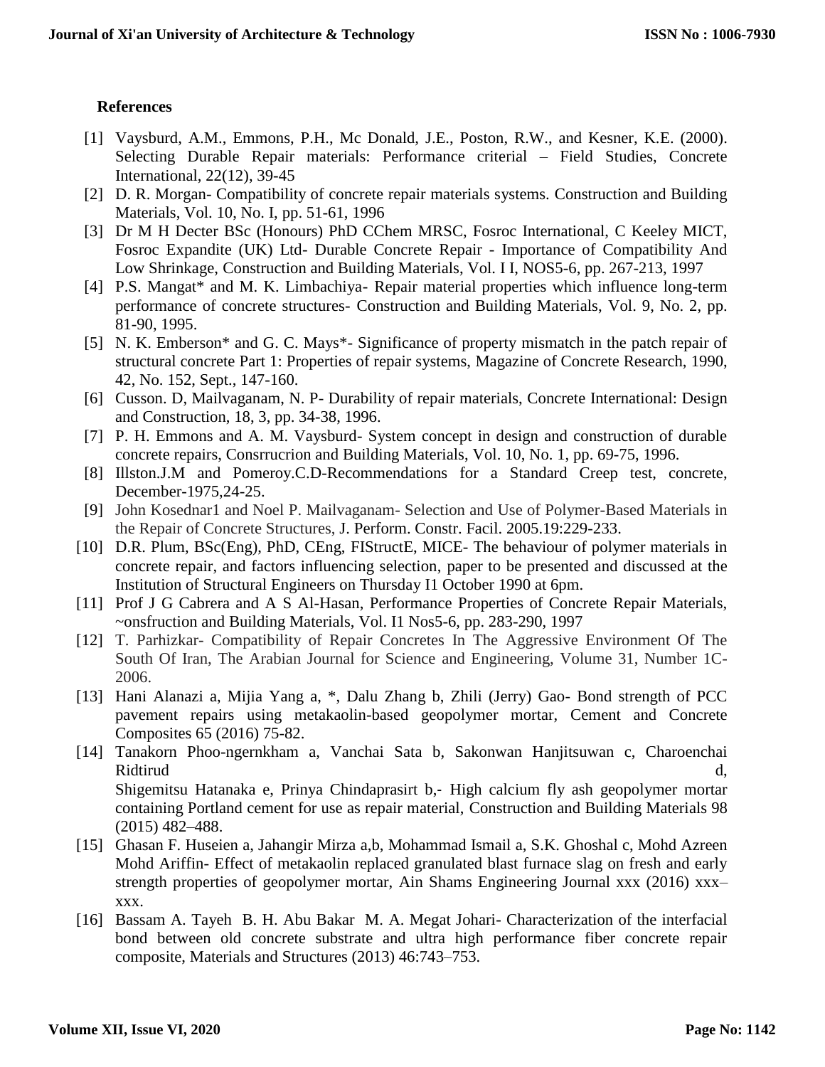## References

[1] Vaysburd, A.M., Emmons, P.H., Mc Donald, J.E., Poston, R.W., and Kesner, K.E. (2000). Selecting Durable Repair materials: Performance criterial – Field Studies, Concrete International, 22(12), 39-45

[2] D. R. Morgan- Compatibility of concrete repair materials systems. Construction and Building Materials, Vol. 10, No. I, pp. 51-61, 1996

[3] Dr M H Decter BSc (Honours) PhD CChem MRSC, Fosroc International, C Keeley MICT, Fosroc Expandite (UK) Ltd- Durable Concrete Repair - Importance of Compatibility And Low Shrinkage, Construction and Building Materials, Vol. I I, NOS5-6, pp. 267-213, 1997

[4] P.S. Mangat* and M. K. Limbachiya- Repair material properties which influence long-term performance of concrete structures- Construction and Building Materials, Vol. 9, No. 2, pp. 81-90, 1995.

[5] N. K. Emberson* and G. C. Mays*- Significance of property mismatch in the patch repair of structural concrete Part 1: Properties of repair systems, Magazine of Concrete Research, 1990, 42, No. 152, Sept., 147-160.

[6] Cusson. D, Mailvaganam, N. P- Durability of repair materials, Concrete International: Design and Construction, 18, 3, pp. 34-38, 1996.

[7] P. H. Emmons and A. M. Vaysburd- System concept in design and construction of durable concrete repairs, Consrrucrion and Building Materials, Vol. 10, No. 1, pp. 69-75, 1996.

[8] Illston.J.M and Pomeroy.C.D-Recommendations for a Standard Creep test, concrete, December-1975,24-25.

[9] John Kosednar1 and Noel P. Mailvaganam- Selection and Use of Polymer-Based Materials in the Repair of Concrete Structures, J. Perform. Constr. Facil. 2005.19:229-233.

[10] D.R. Plum, BSc(Eng), PhD, CEng, FIStructE, MICE- The behaviour of polymer materials in concrete repair, and factors influencing selection, paper to be presented and discussed at the Institution of Structural Engineers on Thursday I1 October 1990 at 6pm.

[11] Prof J G Cabrera and A S Al-Hasan, Performance Properties of Concrete Repair Materials, ~onsfruction and Building Materials, Vol. I1 Nos5-6, pp. 283-290, 1997

[12] T. Parhizkar- Compatibility of Repair Concretes In The Aggressive Environment Of The South Of Iran, The Arabian Journal for Science and Engineering, Volume 31, Number 1C-2006.

[13] Hani Alanazi a, Mijia Yang a, *, Dalu Zhang b, Zhili (Jerry) Gao- Bond strength of PCC pavement repairs using metakaolin-based geopolymer mortar, Cement and Concrete Composites 65 (2016) 75-82.

[14] Tanakorn Phoo-ngernkham a, Vanchai Sata b, Sakonwan Hanjitsuwan c, Charoenchai Ridtirud d, Shigemitsu Hatanaka e, Prinya Chindaprasirt b,- High calcium fly ash geopolymer mortar containing Portland cement for use as repair material, Construction and Building Materials 98 (2015) 482–488.

[15] Ghasan F. Huseien a, Jahangir Mirza a,b, Mohammad Ismail a, S.K. Ghoshal c, Mohd Azreen Mohd Ariffin- Effect of metakaolin replaced granulated blast furnace slag on fresh and early strength properties of geopolymer mortar, Ain Shams Engineering Journal xxx (2016) xxx–xxx.

[16] Bassam A. Tayeh B. H. Abu Bakar M. A. Megat Johari- Characterization of the interfacial bond between old concrete substrate and ultra high performance fiber concrete repair composite, Materials and Structures (2013) 46:743–753.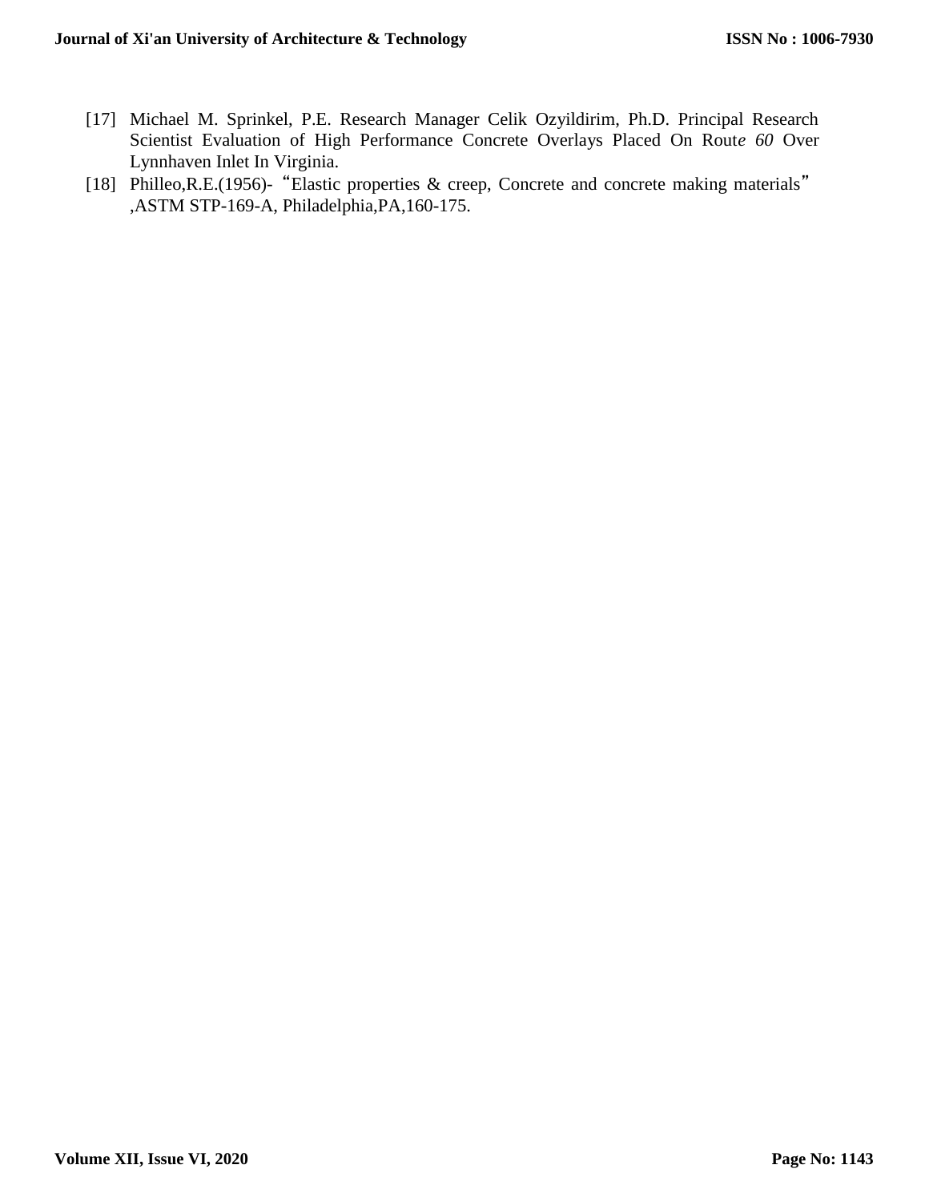[17] Michael M. Sprinkel, P.E. Research Manager Celik Ozyildirim, Ph.D. Principal Research Scientist Evaluation of High Performance Concrete Overlays Placed On Rout*e 60* Over Lynnhaven Inlet In Virginia.

[18] Philleo,R.E.(1956)- "Elastic properties & creep, Concrete and concrete making materials" ,ASTM STP-169-A, Philadelphia,PA,160-175.